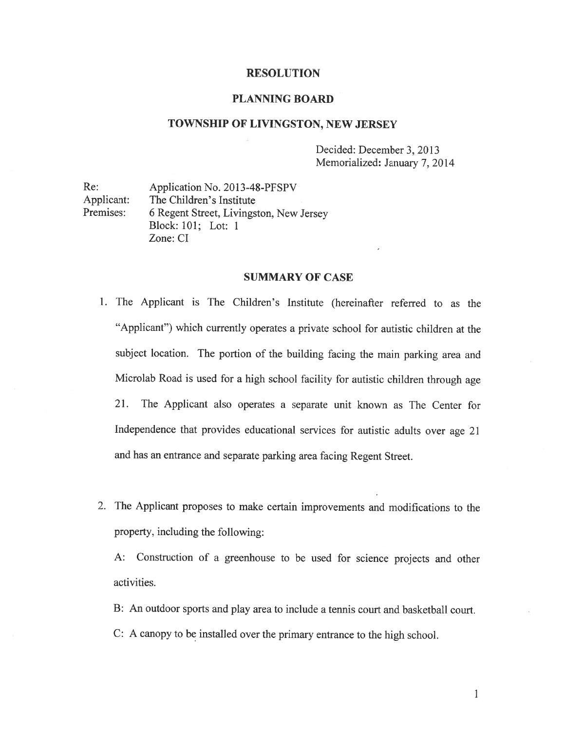# RESOLUTION

## PLANNING BOARD

## TOWNSHIP OF LIVINGSTON, NEW JERSEY

Decided: December 3, 2013
Memorialized: January 7, 2014

Re: Application No. 2013-48-PFSPV
Applicant: The Children's Institute
Premises: 6 Regent Street, Livingston, New Jersey
Block: 101; Lot: 1
Zone: CI

## SUMMARY OF CASE

1. The Applicant is The Children's Institute (hereinafter referred to as the "Applicant") which currently operates a private school for autistic children at the subject location. The portion of the building facing the main parking area and Microlab Road is used for a high school facility for autistic children through age 21. The Applicant also operates a separate unit known as The Center for Independence that provides educational services for autistic adults over age 21 and has an entrance and separate parking area facing Regent Street.

2. The Applicant proposes to make certain improvements and modifications to the property, including the following:

   A: Construction of a greenhouse to be used for science projects and other activities.

   B: An outdoor sports and play area to include a tennis court and basketball court.

   C: A canopy to be installed over the primary entrance to the high school.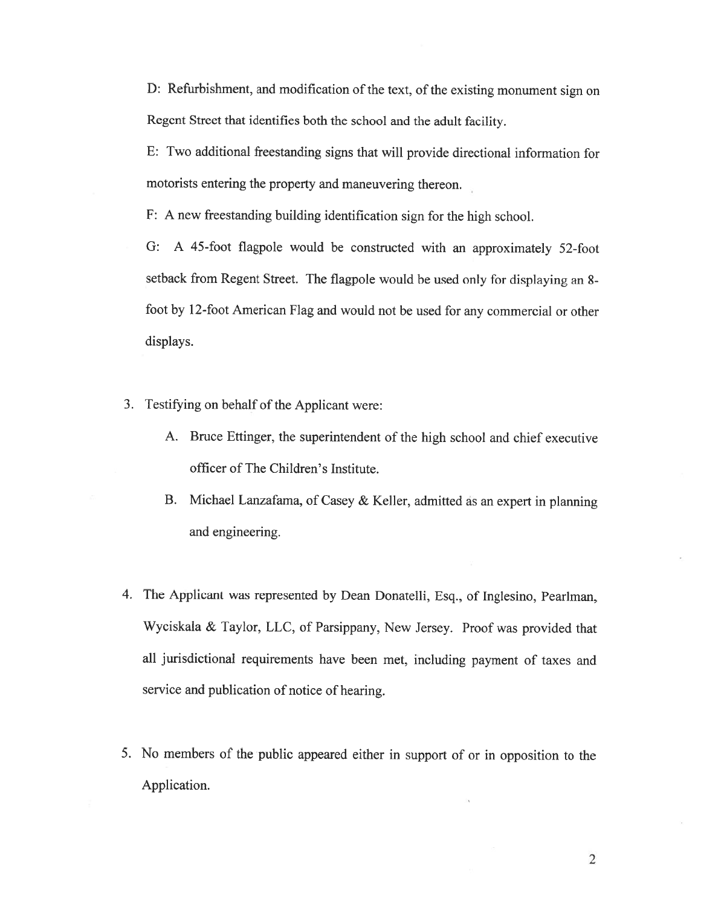D: Refurbishment, and modification of the text, of the existing monument sign on Regent Street that identifies both the school and the adult facility.

E: Two additional freestanding signs that will provide directional information for motorists entering the property and maneuvering thereon.

F: A new freestanding building identification sign for the high school.

G: A 45-foot flagpole would be constructed with an approximately 52-foot setback from Regent Street. The flagpole would be used only for displaying an 8-foot by 12-foot American Flag and would not be used for any commercial or other displays.

3. Testifying on behalf of the Applicant were:

   A. Bruce Ettinger, the superintendent of the high school and chief executive officer of The Children's Institute.

   B. Michael Lanzafama, of Casey & Keller, admitted as an expert in planning and engineering.

4. The Applicant was represented by Dean Donatelli, Esq., of Inglesino, Pearlman, Wyciskala & Taylor, LLC, of Parsippany, New Jersey. Proof was provided that all jurisdictional requirements have been met, including payment of taxes and service and publication of notice of hearing.

5. No members of the public appeared either in support of or in opposition to the Application.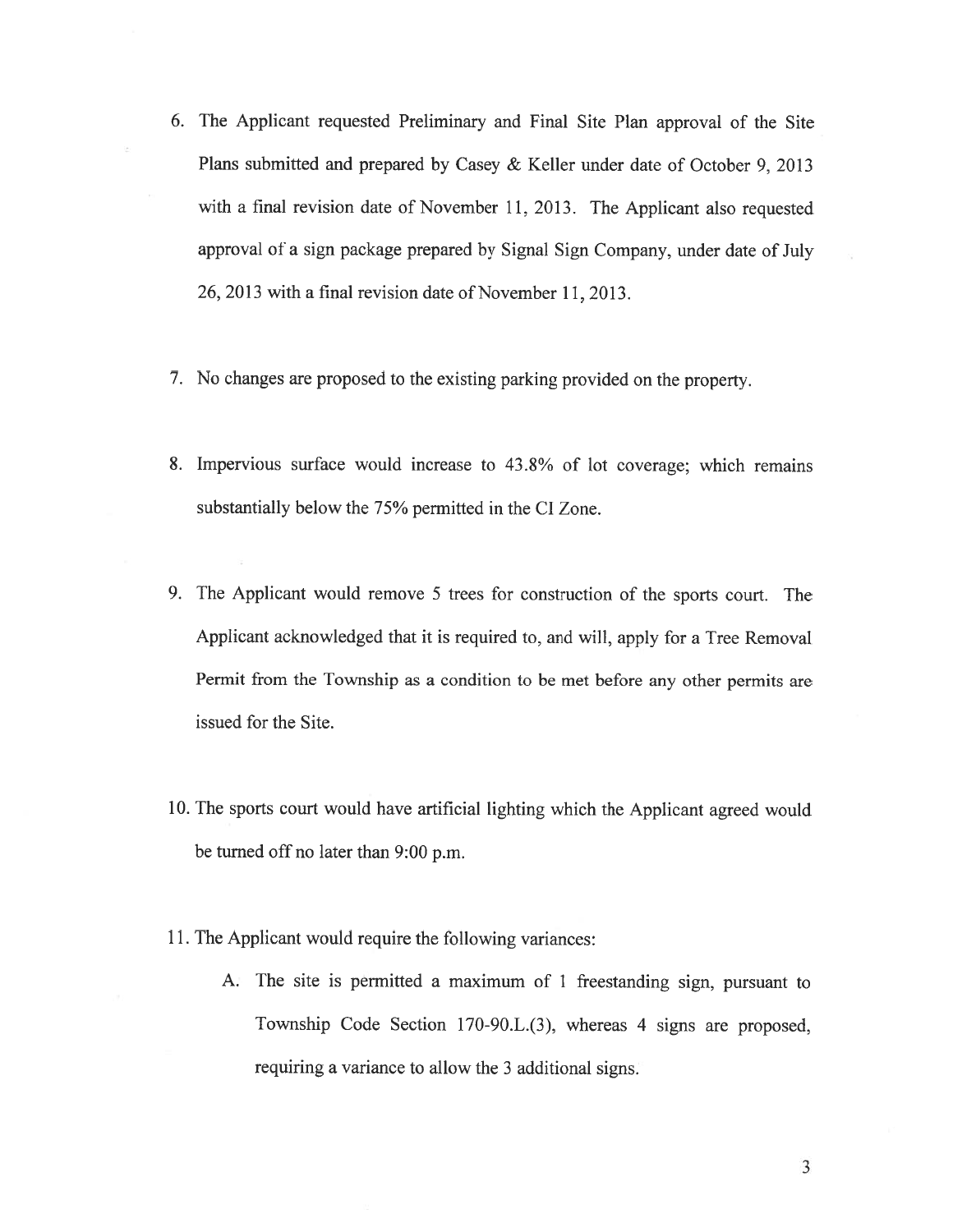6. The Applicant requested Preliminary and Final Site Plan approval of the Site Plans submitted and prepared by Casey & Keller under date of October 9, 2013 with a final revision date of November 11, 2013. The Applicant also requested approval of a sign package prepared by Signal Sign Company, under date of July 26, 2013 with a final revision date of November 11, 2013.

7. No changes are proposed to the existing parking provided on the property.

8. Impervious surface would increase to 43.8% of lot coverage; which remains substantially below the 75% permitted in the CI Zone.

9. The Applicant would remove 5 trees for construction of the sports court. The Applicant acknowledged that it is required to, and will, apply for a Tree Removal Permit from the Township as a condition to be met before any other permits are issued for the Site.

10. The sports court would have artificial lighting which the Applicant agreed would be turned off no later than 9:00 p.m.

11. The Applicant would require the following variances:

    A. The site is permitted a maximum of 1 freestanding sign, pursuant to Township Code Section 170-90.L.(3), whereas 4 signs are proposed, requiring a variance to allow the 3 additional signs.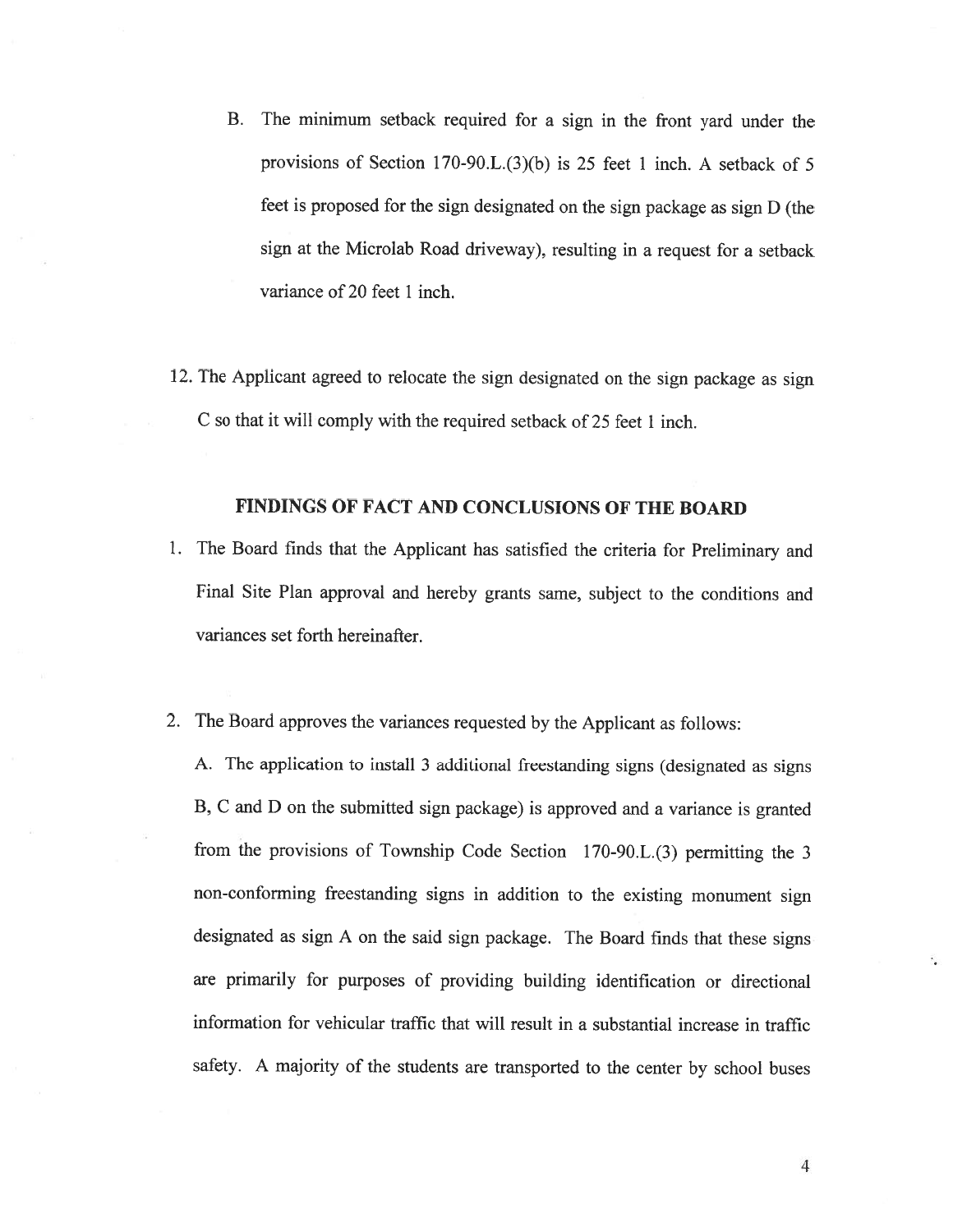B. The minimum setback required for a sign in the front yard under the provisions of Section 170-90.L.(3)(b) is 25 feet 1 inch. A setback of 5 feet is proposed for the sign designated on the sign package as sign D (the sign at the Microlab Road driveway), resulting in a request for a setback variance of 20 feet 1 inch.

12. The Applicant agreed to relocate the sign designated on the sign package as sign C so that it will comply with the required setback of 25 feet 1 inch.

## FINDINGS OF FACT AND CONCLUSIONS OF THE BOARD

1. The Board finds that the Applicant has satisfied the criteria for Preliminary and Final Site Plan approval and hereby grants same, subject to the conditions and variances set forth hereinafter.

2. The Board approves the variances requested by the Applicant as follows:

   A. The application to install 3 additional freestanding signs (designated as signs B, C and D on the submitted sign package) is approved and a variance is granted from the provisions of Township Code Section 170-90.L.(3) permitting the 3 non-conforming freestanding signs in addition to the existing monument sign designated as sign A on the said sign package. The Board finds that these signs are primarily for purposes of providing building identification or directional information for vehicular traffic that will result in a substantial increase in traffic safety. A majority of the students are transported to the center by school buses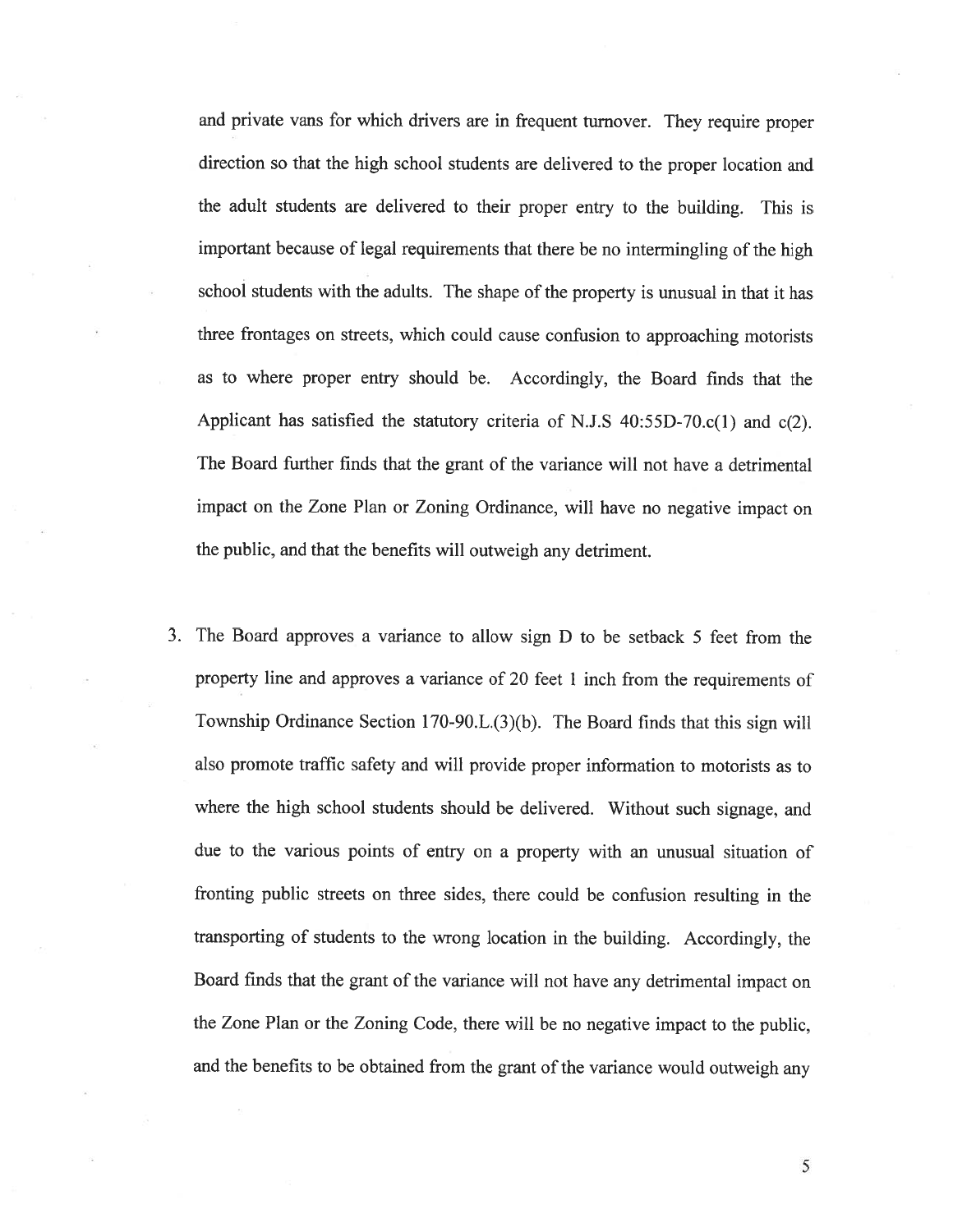and private vans for which drivers are in frequent turnover. They require proper direction so that the high school students are delivered to the proper location and the adult students are delivered to their proper entry to the building. This is important because of legal requirements that there be no intermingling of the high school students with the adults. The shape of the property is unusual in that it has three frontages on streets, which could cause confusion to approaching motorists as to where proper entry should be. Accordingly, the Board finds that the Applicant has satisfied the statutory criteria of N.J.S 40:55D-70.c(1) and c(2). The Board further finds that the grant of the variance will not have a detrimental impact on the Zone Plan or Zoning Ordinance, will have no negative impact on the public, and that the benefits will outweigh any detriment.

3. The Board approves a variance to allow sign D to be setback 5 feet from the property line and approves a variance of 20 feet 1 inch from the requirements of Township Ordinance Section 170-90.L.(3)(b). The Board finds that this sign will also promote traffic safety and will provide proper information to motorists as to where the high school students should be delivered. Without such signage, and due to the various points of entry on a property with an unusual situation of fronting public streets on three sides, there could be confusion resulting in the transporting of students to the wrong location in the building. Accordingly, the Board finds that the grant of the variance will not have any detrimental impact on the Zone Plan or the Zoning Code, there will be no negative impact to the public, and the benefits to be obtained from the grant of the variance would outweigh any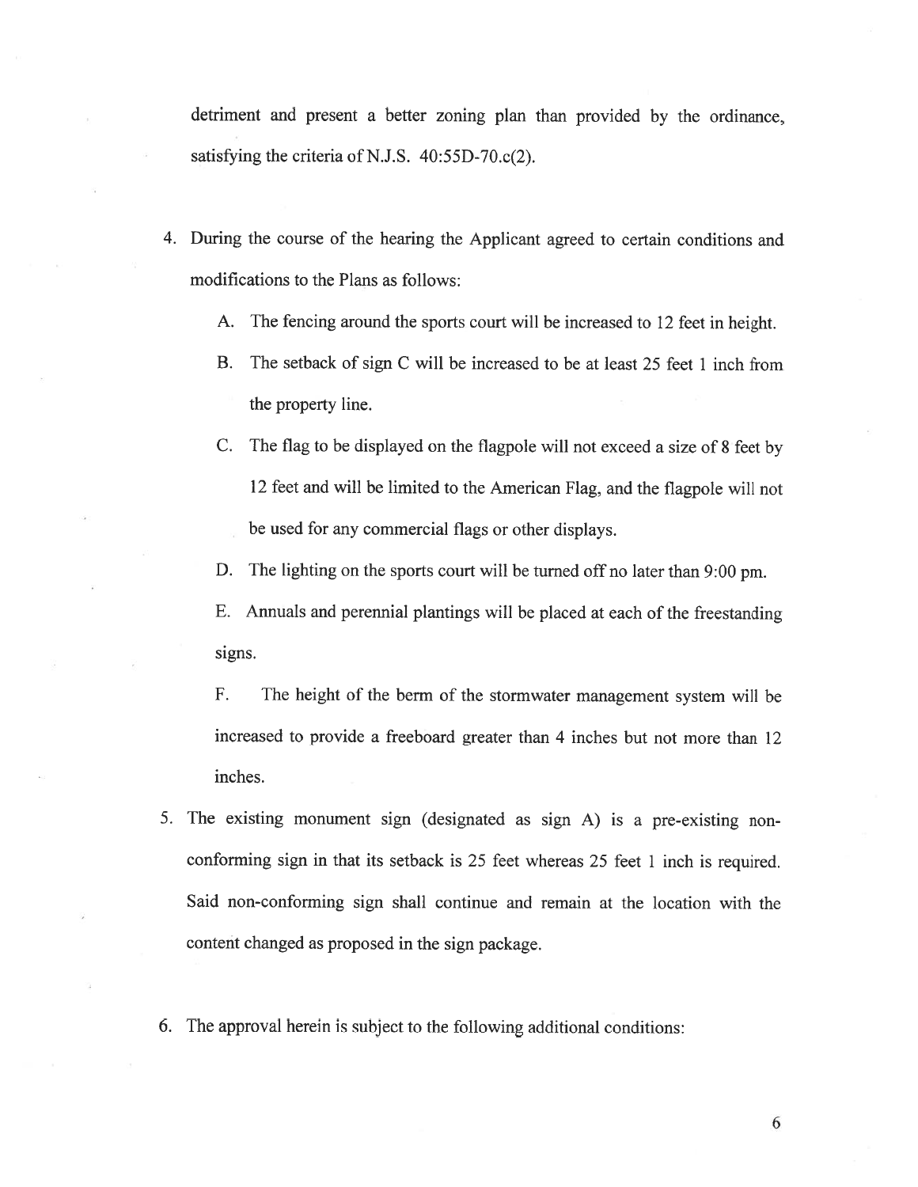detriment and present a better zoning plan than provided by the ordinance, satisfying the criteria of N.J.S. 40:55D-70.c(2).

4. During the course of the hearing the Applicant agreed to certain conditions and modifications to the Plans as follows:

   A. The fencing around the sports court will be increased to 12 feet in height.

   B. The setback of sign C will be increased to be at least 25 feet 1 inch from the property line.

   C. The flag to be displayed on the flagpole will not exceed a size of 8 feet by 12 feet and will be limited to the American Flag, and the flagpole will not be used for any commercial flags or other displays.

   D. The lighting on the sports court will be turned off no later than 9:00 pm.

   E. Annuals and perennial plantings will be placed at each of the freestanding signs.

   F. The height of the berm of the stormwater management system will be increased to provide a freeboard greater than 4 inches but not more than 12 inches.

5. The existing monument sign (designated as sign A) is a pre-existing non-conforming sign in that its setback is 25 feet whereas 25 feet 1 inch is required. Said non-conforming sign shall continue and remain at the location with the content changed as proposed in the sign package.

6. The approval herein is subject to the following additional conditions: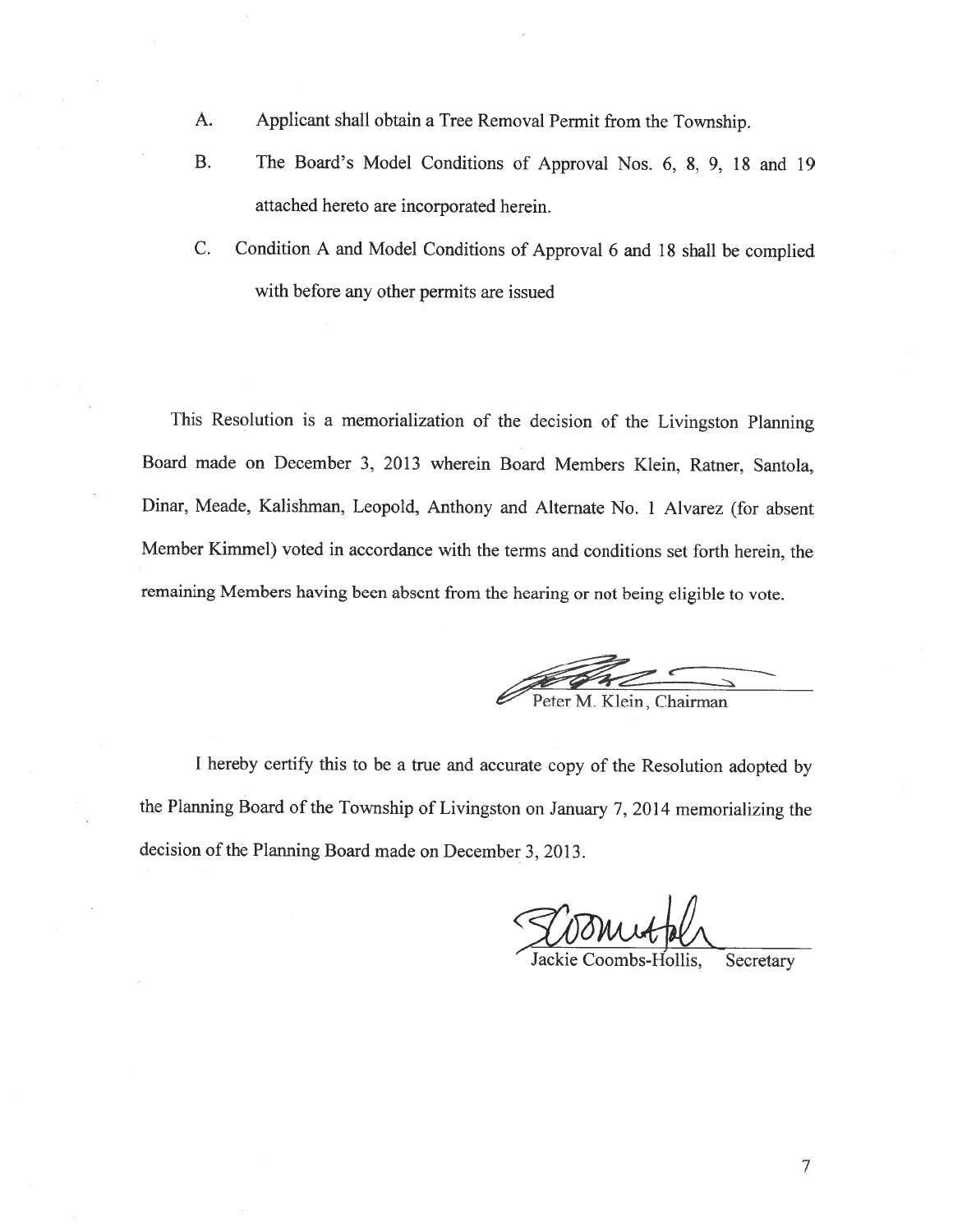A. Applicant shall obtain a Tree Removal Permit from the Township.

B. The Board's Model Conditions of Approval Nos. 6, 8, 9, 18 and 19 attached hereto are incorporated herein.

C. Condition A and Model Conditions of Approval 6 and 18 shall be complied with before any other permits are issued

This Resolution is a memorialization of the decision of the Livingston Planning Board made on December 3, 2013 wherein Board Members Klein, Ratner, Santola, Dinar, Meade, Kalishman, Leopold, Anthony and Alternate No. 1 Alvarez (for absent Member Kimmel) voted in accordance with the terms and conditions set forth herein, the remaining Members having been absent from the hearing or not being eligible to vote.

Peter M. Klein, Chairman

I hereby certify this to be a true and accurate copy of the Resolution adopted by the Planning Board of the Township of Livingston on January 7, 2014 memorializing the decision of the Planning Board made on December 3, 2013.

Jackie Coombs-Hollis, Secretary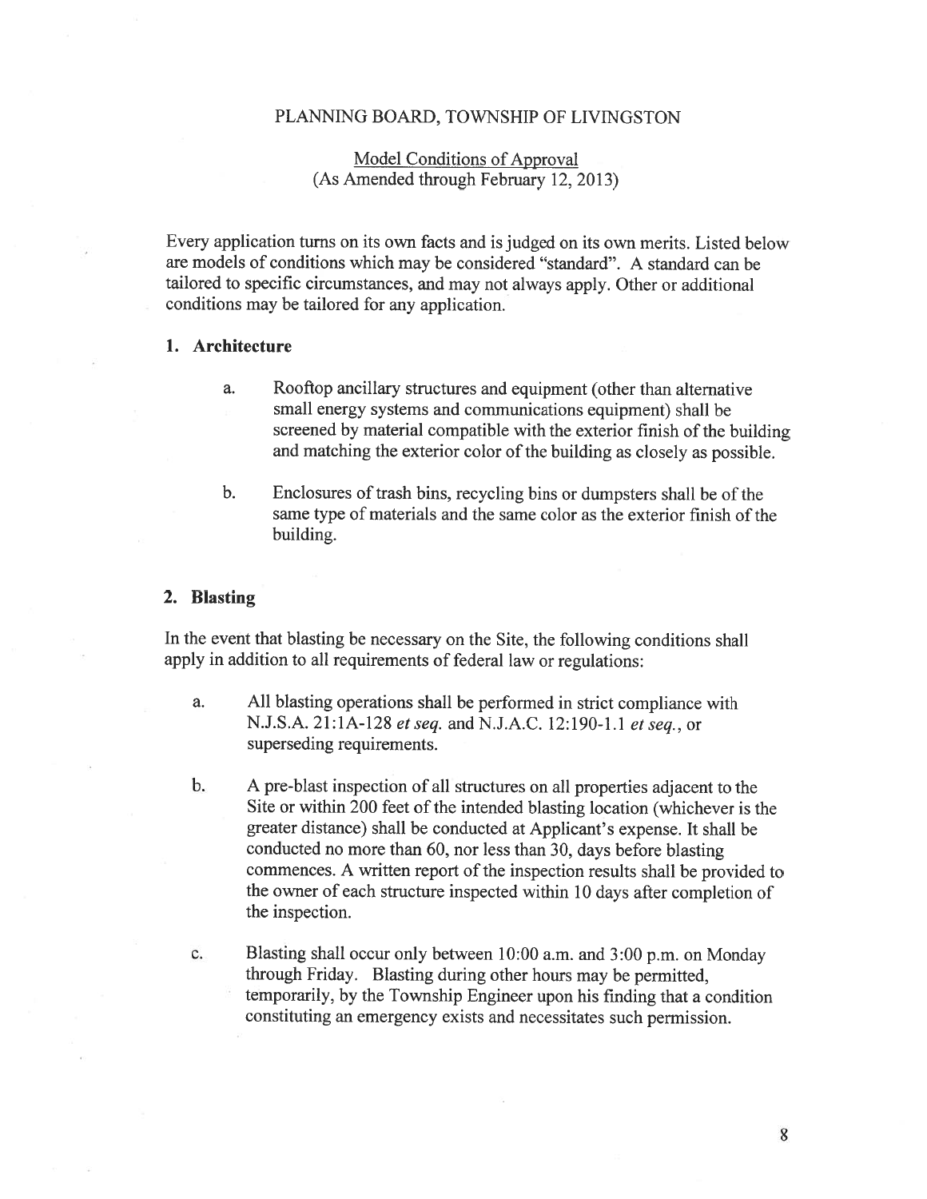PLANNING BOARD, TOWNSHIP OF LIVINGSTON

Model Conditions of Approval
(As Amended through February 12, 2013)

Every application turns on its own facts and is judged on its own merits. Listed below are models of conditions which may be considered "standard". A standard can be tailored to specific circumstances, and may not always apply. Other or additional conditions may be tailored for any application.

## 1. Architecture

a. Rooftop ancillary structures and equipment (other than alternative small energy systems and communications equipment) shall be screened by material compatible with the exterior finish of the building and matching the exterior color of the building as closely as possible.

b. Enclosures of trash bins, recycling bins or dumpsters shall be of the same type of materials and the same color as the exterior finish of the building.

## 2. Blasting

In the event that blasting be necessary on the Site, the following conditions shall apply in addition to all requirements of federal law or regulations:

a. All blasting operations shall be performed in strict compliance with N.J.S.A. 21:1A-128 *et seq.* and N.J.A.C. 12:190-1.1 *et seq.*, or superseding requirements.

b. A pre-blast inspection of all structures on all properties adjacent to the Site or within 200 feet of the intended blasting location (whichever is the greater distance) shall be conducted at Applicant's expense. It shall be conducted no more than 60, nor less than 30, days before blasting commences. A written report of the inspection results shall be provided to the owner of each structure inspected within 10 days after completion of the inspection.

c. Blasting shall occur only between 10:00 a.m. and 3:00 p.m. on Monday through Friday. Blasting during other hours may be permitted, temporarily, by the Township Engineer upon his finding that a condition constituting an emergency exists and necessitates such permission.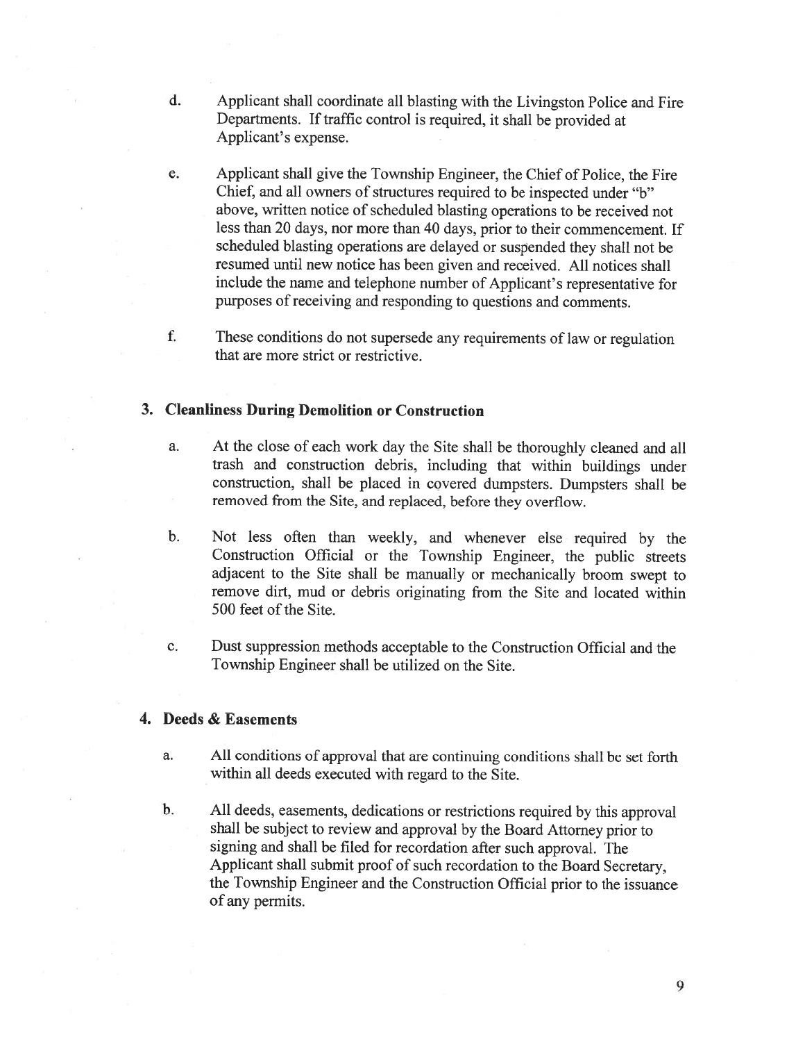d. Applicant shall coordinate all blasting with the Livingston Police and Fire Departments. If traffic control is required, it shall be provided at Applicant's expense.

e. Applicant shall give the Township Engineer, the Chief of Police, the Fire Chief, and all owners of structures required to be inspected under "b" above, written notice of scheduled blasting operations to be received not less than 20 days, nor more than 40 days, prior to their commencement. If scheduled blasting operations are delayed or suspended they shall not be resumed until new notice has been given and received. All notices shall include the name and telephone number of Applicant's representative for purposes of receiving and responding to questions and comments.

f. These conditions do not supersede any requirements of law or regulation that are more strict or restrictive.

**3. Cleanliness During Demolition or Construction**

a. At the close of each work day the Site shall be thoroughly cleaned and all trash and construction debris, including that within buildings under construction, shall be placed in covered dumpsters. Dumpsters shall be removed from the Site, and replaced, before they overflow.

b. Not less often than weekly, and whenever else required by the Construction Official or the Township Engineer, the public streets adjacent to the Site shall be manually or mechanically broom swept to remove dirt, mud or debris originating from the Site and located within 500 feet of the Site.

c. Dust suppression methods acceptable to the Construction Official and the Township Engineer shall be utilized on the Site.

**4. Deeds & Easements**

a. All conditions of approval that are continuing conditions shall be set forth within all deeds executed with regard to the Site.

b. All deeds, easements, dedications or restrictions required by this approval shall be subject to review and approval by the Board Attorney prior to signing and shall be filed for recordation after such approval. The Applicant shall submit proof of such recordation to the Board Secretary, the Township Engineer and the Construction Official prior to the issuance of any permits.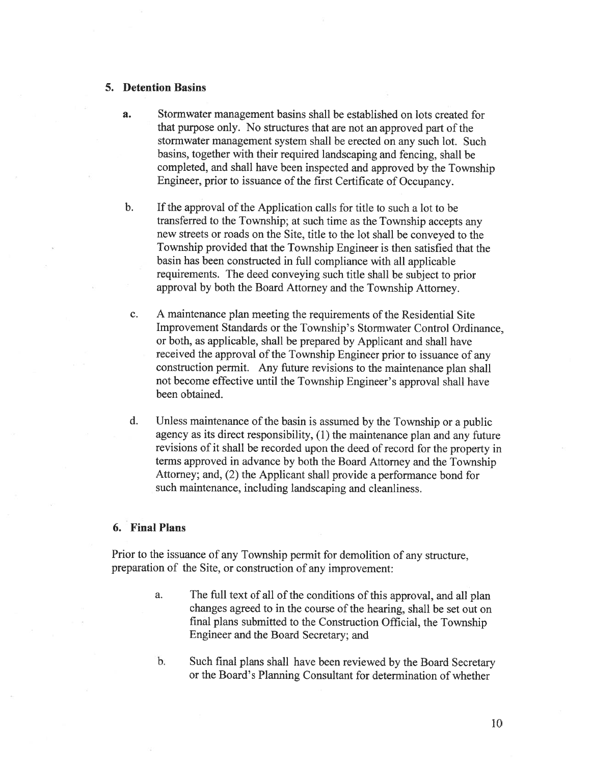## 5. Detention Basins

**a.** Stormwater management basins shall be established on lots created for that purpose only. No structures that are not an approved part of the stormwater management system shall be erected on any such lot. Such basins, together with their required landscaping and fencing, shall be completed, and shall have been inspected and approved by the Township Engineer, prior to issuance of the first Certificate of Occupancy.

b. If the approval of the Application calls for title to such a lot to be transferred to the Township; at such time as the Township accepts any new streets or roads on the Site, title to the lot shall be conveyed to the Township provided that the Township Engineer is then satisfied that the basin has been constructed in full compliance with all applicable requirements. The deed conveying such title shall be subject to prior approval by both the Board Attorney and the Township Attorney.

c. A maintenance plan meeting the requirements of the Residential Site Improvement Standards or the Township's Stormwater Control Ordinance, or both, as applicable, shall be prepared by Applicant and shall have received the approval of the Township Engineer prior to issuance of any construction permit. Any future revisions to the maintenance plan shall not become effective until the Township Engineer's approval shall have been obtained.

d. Unless maintenance of the basin is assumed by the Township or a public agency as its direct responsibility, (1) the maintenance plan and any future revisions of it shall be recorded upon the deed of record for the property in terms approved in advance by both the Board Attorney and the Township Attorney; and, (2) the Applicant shall provide a performance bond for such maintenance, including landscaping and cleanliness.

## 6. Final Plans

Prior to the issuance of any Township permit for demolition of any structure, preparation of the Site, or construction of any improvement:

a. The full text of all of the conditions of this approval, and all plan changes agreed to in the course of the hearing, shall be set out on final plans submitted to the Construction Official, the Township Engineer and the Board Secretary; and

b. Such final plans shall have been reviewed by the Board Secretary or the Board's Planning Consultant for determination of whether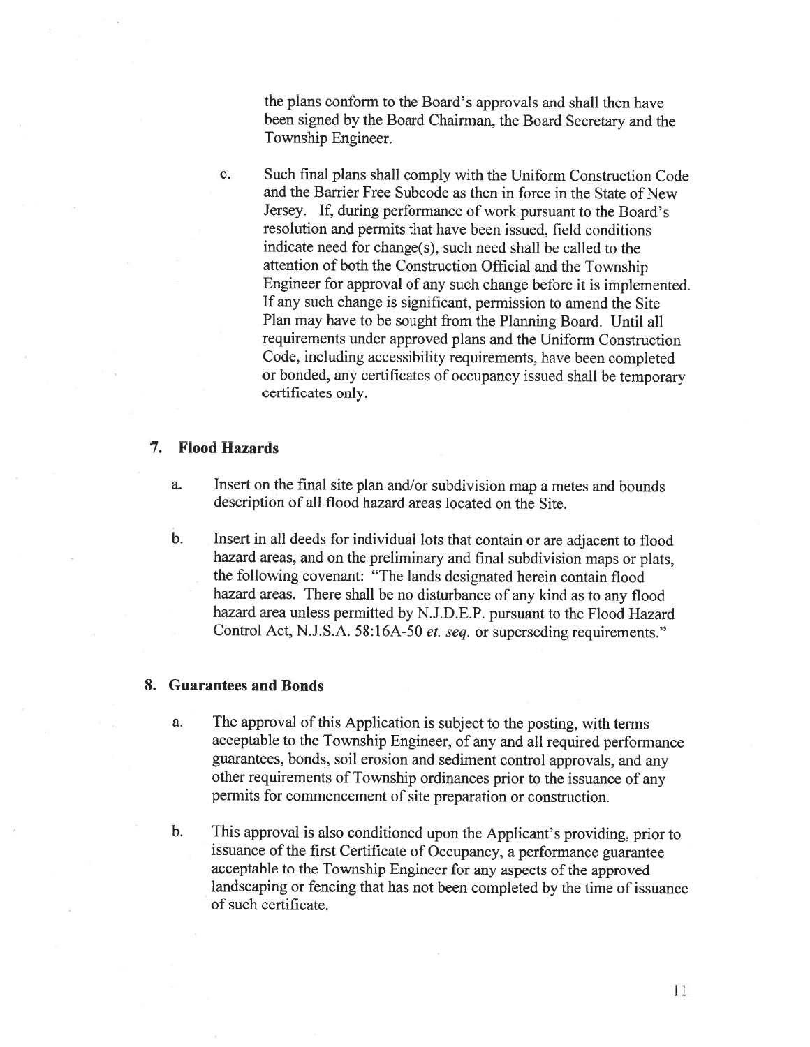the plans conform to the Board's approvals and shall then have been signed by the Board Chairman, the Board Secretary and the Township Engineer.

c. Such final plans shall comply with the Uniform Construction Code and the Barrier Free Subcode as then in force in the State of New Jersey. If, during performance of work pursuant to the Board's resolution and permits that have been issued, field conditions indicate need for change(s), such need shall be called to the attention of both the Construction Official and the Township Engineer for approval of any such change before it is implemented. If any such change is significant, permission to amend the Site Plan may have to be sought from the Planning Board. Until all requirements under approved plans and the Uniform Construction Code, including accessibility requirements, have been completed or bonded, any certificates of occupancy issued shall be temporary certificates only.

## 7. Flood Hazards

a. Insert on the final site plan and/or subdivision map a metes and bounds description of all flood hazard areas located on the Site.

b. Insert in all deeds for individual lots that contain or are adjacent to flood hazard areas, and on the preliminary and final subdivision maps or plats, the following covenant: "The lands designated herein contain flood hazard areas. There shall be no disturbance of any kind as to any flood hazard area unless permitted by N.J.D.E.P. pursuant to the Flood Hazard Control Act, N.J.S.A. 58:16A-50 *et. seq.* or superseding requirements."

## 8. Guarantees and Bonds

a. The approval of this Application is subject to the posting, with terms acceptable to the Township Engineer, of any and all required performance guarantees, bonds, soil erosion and sediment control approvals, and any other requirements of Township ordinances prior to the issuance of any permits for commencement of site preparation or construction.

b. This approval is also conditioned upon the Applicant's providing, prior to issuance of the first Certificate of Occupancy, a performance guarantee acceptable to the Township Engineer for any aspects of the approved landscaping or fencing that has not been completed by the time of issuance of such certificate.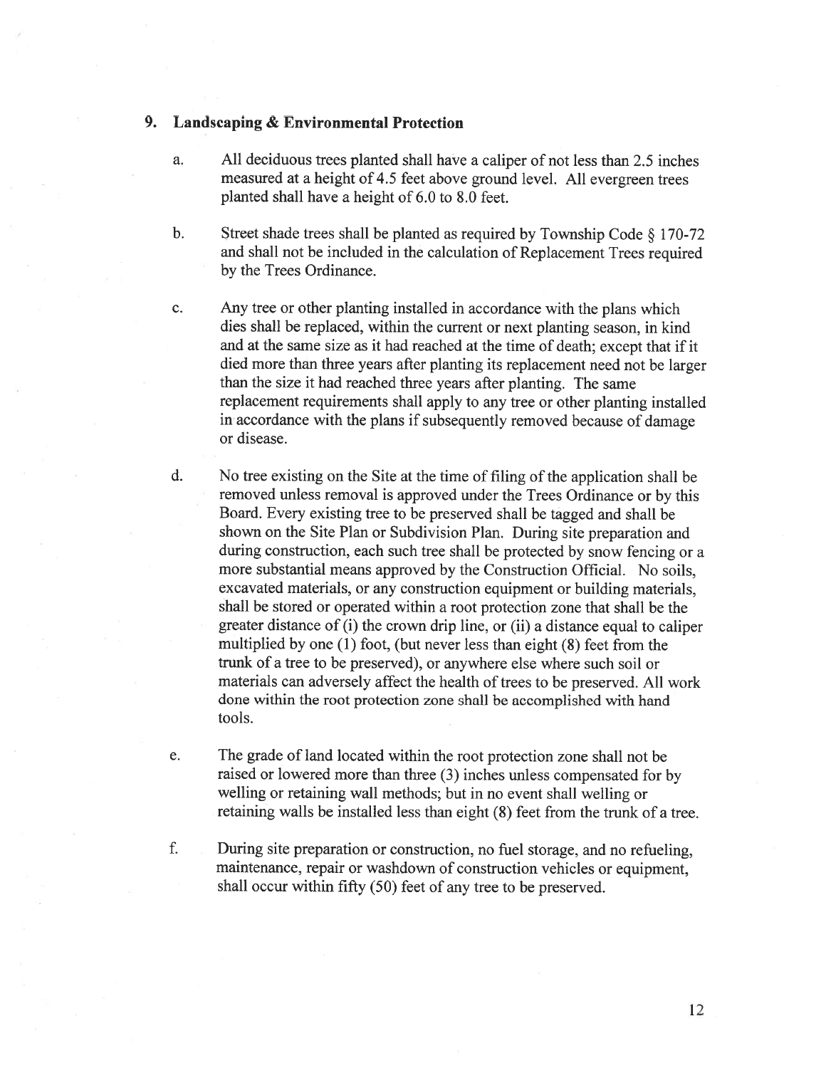## 9. Landscaping & Environmental Protection

a. All deciduous trees planted shall have a caliper of not less than 2.5 inches measured at a height of 4.5 feet above ground level. All evergreen trees planted shall have a height of 6.0 to 8.0 feet.

b. Street shade trees shall be planted as required by Township Code § 170-72 and shall not be included in the calculation of Replacement Trees required by the Trees Ordinance.

c. Any tree or other planting installed in accordance with the plans which dies shall be replaced, within the current or next planting season, in kind and at the same size as it had reached at the time of death; except that if it died more than three years after planting its replacement need not be larger than the size it had reached three years after planting. The same replacement requirements shall apply to any tree or other planting installed in accordance with the plans if subsequently removed because of damage or disease.

d. No tree existing on the Site at the time of filing of the application shall be removed unless removal is approved under the Trees Ordinance or by this Board. Every existing tree to be preserved shall be tagged and shall be shown on the Site Plan or Subdivision Plan. During site preparation and during construction, each such tree shall be protected by snow fencing or a more substantial means approved by the Construction Official. No soils, excavated materials, or any construction equipment or building materials, shall be stored or operated within a root protection zone that shall be the greater distance of (i) the crown drip line, or (ii) a distance equal to caliper multiplied by one (1) foot, (but never less than eight (8) feet from the trunk of a tree to be preserved), or anywhere else where such soil or materials can adversely affect the health of trees to be preserved. All work done within the root protection zone shall be accomplished with hand tools.

e. The grade of land located within the root protection zone shall not be raised or lowered more than three (3) inches unless compensated for by welling or retaining wall methods; but in no event shall welling or retaining walls be installed less than eight (8) feet from the trunk of a tree.

f. During site preparation or construction, no fuel storage, and no refueling, maintenance, repair or washdown of construction vehicles or equipment, shall occur within fifty (50) feet of any tree to be preserved.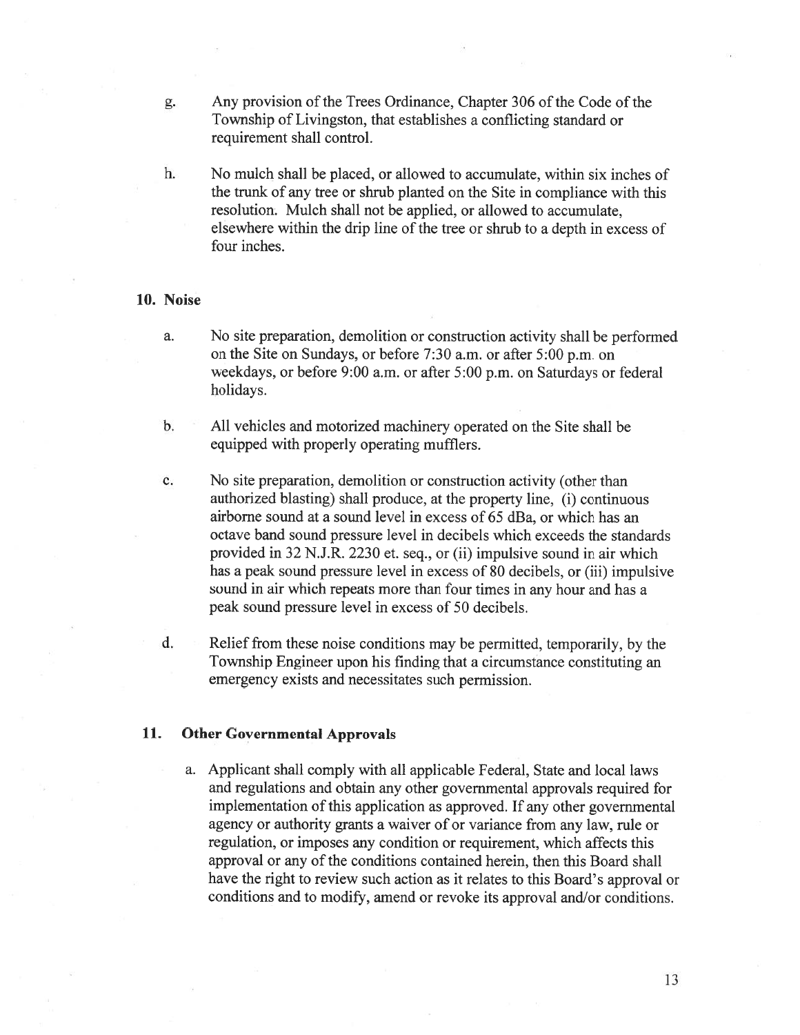g. Any provision of the Trees Ordinance, Chapter 306 of the Code of the Township of Livingston, that establishes a conflicting standard or requirement shall control.

h. No mulch shall be placed, or allowed to accumulate, within six inches of the trunk of any tree or shrub planted on the Site in compliance with this resolution. Mulch shall not be applied, or allowed to accumulate, elsewhere within the drip line of the tree or shrub to a depth in excess of four inches.

**10. Noise**

a. No site preparation, demolition or construction activity shall be performed on the Site on Sundays, or before 7:30 a.m. or after 5:00 p.m. on weekdays, or before 9:00 a.m. or after 5:00 p.m. on Saturdays or federal holidays.

b. All vehicles and motorized machinery operated on the Site shall be equipped with properly operating mufflers.

c. No site preparation, demolition or construction activity (other than authorized blasting) shall produce, at the property line, (i) continuous airborne sound at a sound level in excess of 65 dBa, or which has an octave band sound pressure level in decibels which exceeds the standards provided in 32 N.J.R. 2230 et. seq., or (ii) impulsive sound in air which has a peak sound pressure level in excess of 80 decibels, or (iii) impulsive sound in air which repeats more than four times in any hour and has a peak sound pressure level in excess of 50 decibels.

d. Relief from these noise conditions may be permitted, temporarily, by the Township Engineer upon his finding that a circumstance constituting an emergency exists and necessitates such permission.

**11. Other Governmental Approvals**

a. Applicant shall comply with all applicable Federal, State and local laws and regulations and obtain any other governmental approvals required for implementation of this application as approved. If any other governmental agency or authority grants a waiver of or variance from any law, rule or regulation, or imposes any condition or requirement, which affects this approval or any of the conditions contained herein, then this Board shall have the right to review such action as it relates to this Board's approval or conditions and to modify, amend or revoke its approval and/or conditions.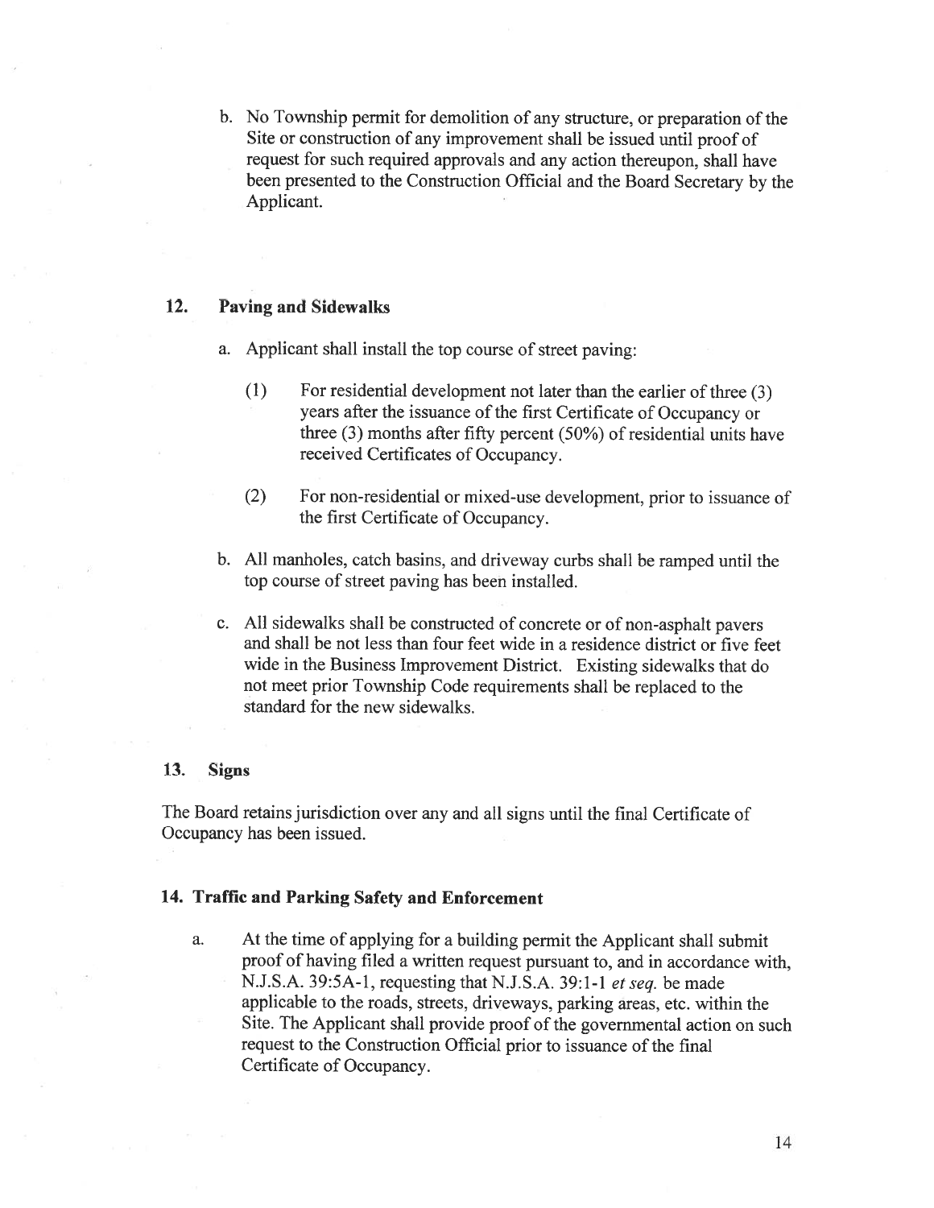b. No Township permit for demolition of any structure, or preparation of the Site or construction of any improvement shall be issued until proof of request for such required approvals and any action thereupon, shall have been presented to the Construction Official and the Board Secretary by the Applicant.

## 12. Paving and Sidewalks

a. Applicant shall install the top course of street paving:

   (1) For residential development not later than the earlier of three (3) years after the issuance of the first Certificate of Occupancy or three (3) months after fifty percent (50%) of residential units have received Certificates of Occupancy.

   (2) For non-residential or mixed-use development, prior to issuance of the first Certificate of Occupancy.

b. All manholes, catch basins, and driveway curbs shall be ramped until the top course of street paving has been installed.

c. All sidewalks shall be constructed of concrete or of non-asphalt pavers and shall be not less than four feet wide in a residence district or five feet wide in the Business Improvement District. Existing sidewalks that do not meet prior Township Code requirements shall be replaced to the standard for the new sidewalks.

## 13. Signs

The Board retains jurisdiction over any and all signs until the final Certificate of Occupancy has been issued.

## 14. Traffic and Parking Safety and Enforcement

a. At the time of applying for a building permit the Applicant shall submit proof of having filed a written request pursuant to, and in accordance with, N.J.S.A. 39:5A-1, requesting that N.J.S.A. 39:1-1 *et seq.* be made applicable to the roads, streets, driveways, parking areas, etc. within the Site. The Applicant shall provide proof of the governmental action on such request to the Construction Official prior to issuance of the final Certificate of Occupancy.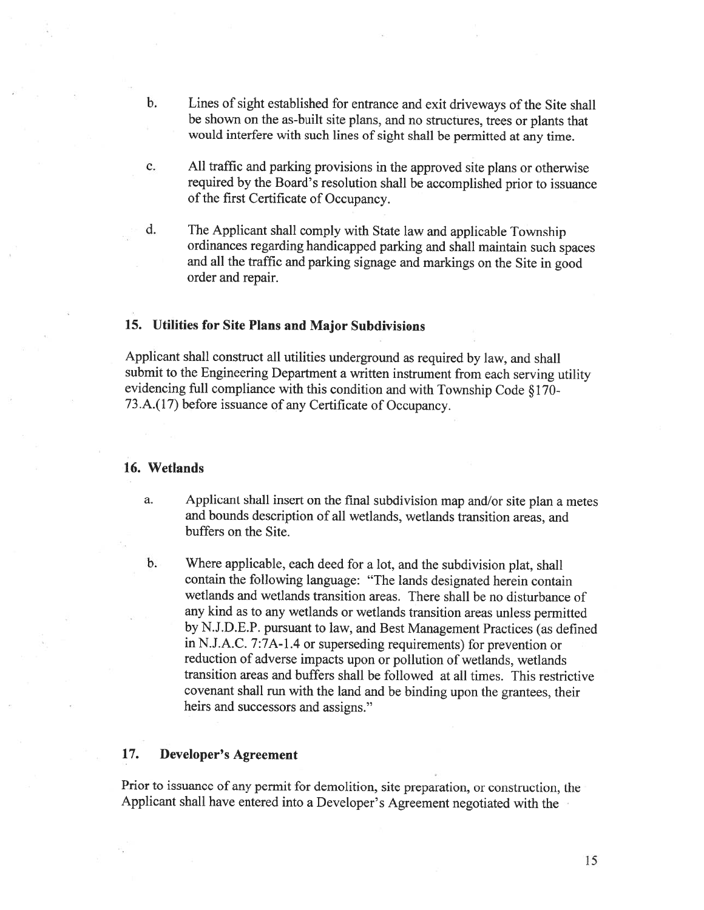b. Lines of sight established for entrance and exit driveways of the Site shall be shown on the as-built site plans, and no structures, trees or plants that would interfere with such lines of sight shall be permitted at any time.

c. All traffic and parking provisions in the approved site plans or otherwise required by the Board's resolution shall be accomplished prior to issuance of the first Certificate of Occupancy.

d. The Applicant shall comply with State law and applicable Township ordinances regarding handicapped parking and shall maintain such spaces and all the traffic and parking signage and markings on the Site in good order and repair.

### 15. Utilities for Site Plans and Major Subdivisions

Applicant shall construct all utilities underground as required by law, and shall submit to the Engineering Department a written instrument from each serving utility evidencing full compliance with this condition and with Township Code §170-73.A.(17) before issuance of any Certificate of Occupancy.

### 16. Wetlands

a. Applicant shall insert on the final subdivision map and/or site plan a metes and bounds description of all wetlands, wetlands transition areas, and buffers on the Site.

b. Where applicable, each deed for a lot, and the subdivision plat, shall contain the following language: "The lands designated herein contain wetlands and wetlands transition areas. There shall be no disturbance of any kind as to any wetlands or wetlands transition areas unless permitted by N.J.D.E.P. pursuant to law, and Best Management Practices (as defined in N.J.A.C. 7:7A-1.4 or superseding requirements) for prevention or reduction of adverse impacts upon or pollution of wetlands, wetlands transition areas and buffers shall be followed at all times. This restrictive covenant shall run with the land and be binding upon the grantees, their heirs and successors and assigns."

### 17. Developer's Agreement

Prior to issuance of any permit for demolition, site preparation, or construction, the Applicant shall have entered into a Developer's Agreement negotiated with the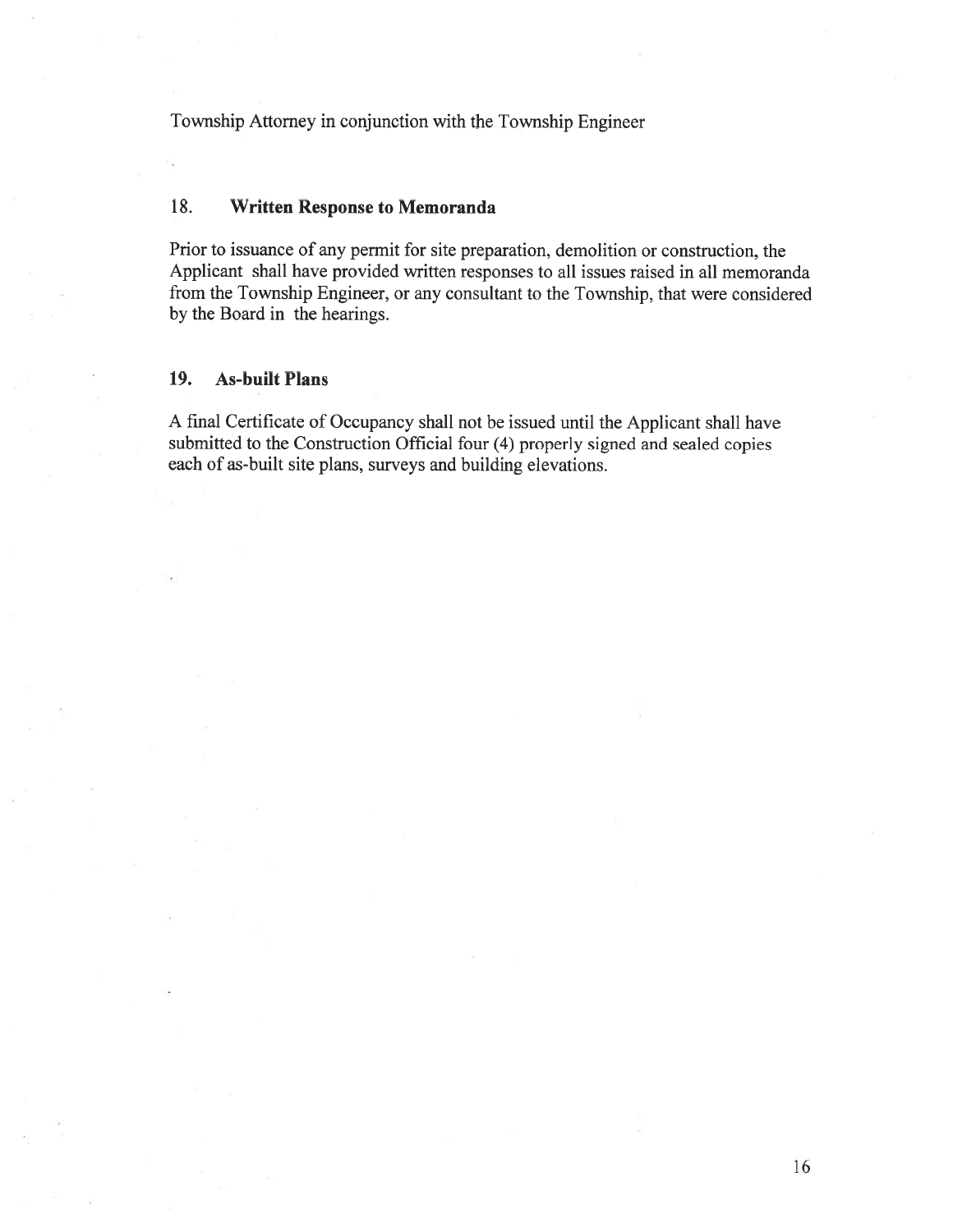Township Attorney in conjunction with the Township Engineer

### 18. Written Response to Memoranda

Prior to issuance of any permit for site preparation, demolition or construction, the Applicant shall have provided written responses to all issues raised in all memoranda from the Township Engineer, or any consultant to the Township, that were considered by the Board in the hearings.

### 19. As-built Plans

A final Certificate of Occupancy shall not be issued until the Applicant shall have submitted to the Construction Official four (4) properly signed and sealed copies each of as-built site plans, surveys and building elevations.